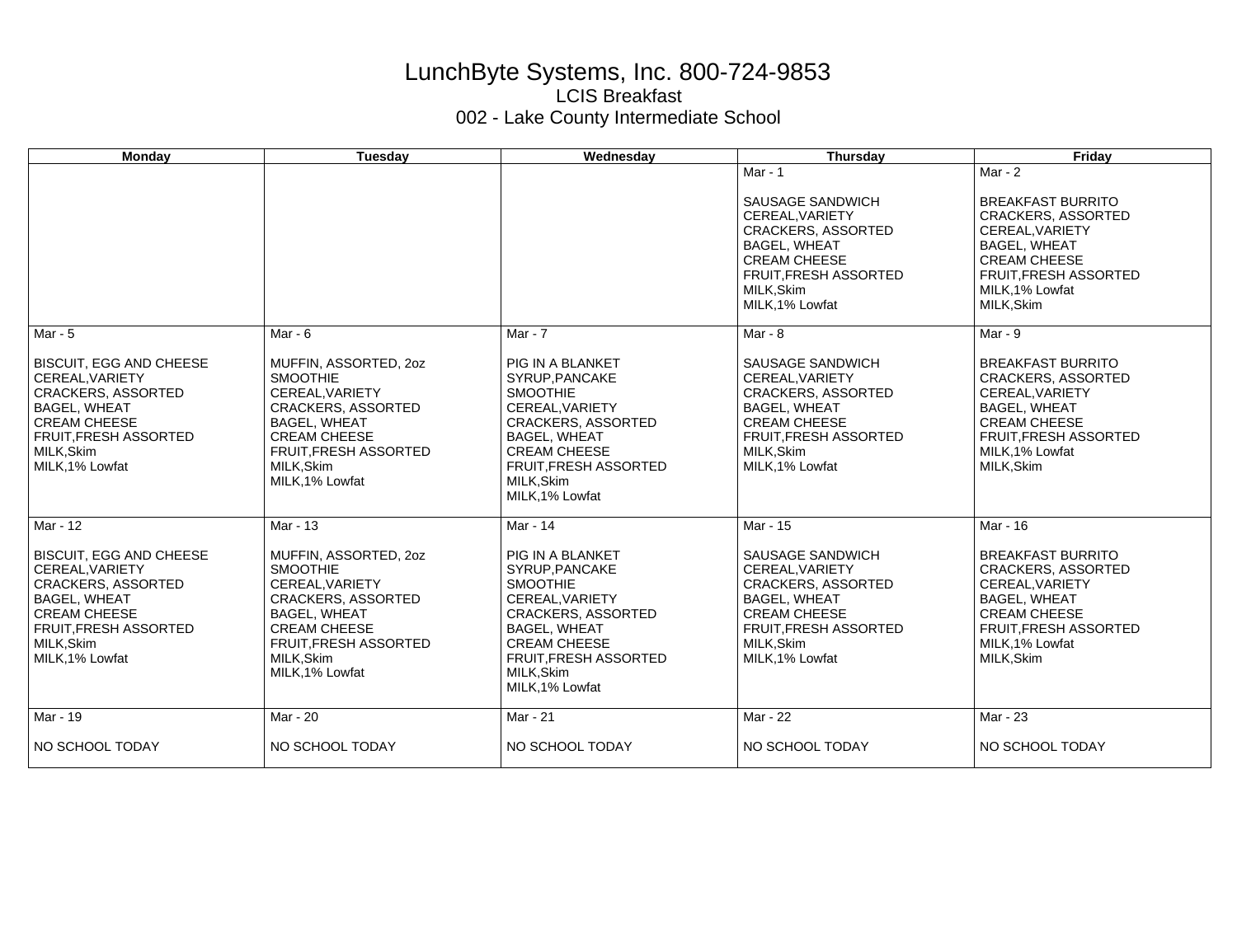# LunchByte Systems, Inc. 800-724-9853

## LCIS Breakfast

### 002 - Lake County Intermediate School

| Monday | Tuesday | Wednesday | Thursday | Friday |
|---|---|---|---|---|
| | | | Mar - 1<br><br>SAUSAGE SANDWICH<br>CEREAL,VARIETY<br>CRACKERS, ASSORTED<br>BAGEL, WHEAT<br>CREAM CHEESE<br>FRUIT,FRESH ASSORTED<br>MILK,Skim<br>MILK,1% Lowfat | Mar - 2<br><br>BREAKFAST BURRITO<br>CRACKERS, ASSORTED<br>CEREAL,VARIETY<br>BAGEL, WHEAT<br>CREAM CHEESE<br>FRUIT,FRESH ASSORTED<br>MILK,1% Lowfat<br>MILK,Skim |
| Mar - 5<br><br>BISCUIT, EGG AND CHEESE<br>CEREAL,VARIETY<br>CRACKERS, ASSORTED<br>BAGEL, WHEAT<br>CREAM CHEESE<br>FRUIT,FRESH ASSORTED<br>MILK,Skim<br>MILK,1% Lowfat | Mar - 6<br><br>MUFFIN, ASSORTED, 2oz<br>SMOOTHIE<br>CEREAL,VARIETY<br>CRACKERS, ASSORTED<br>BAGEL, WHEAT<br>CREAM CHEESE<br>FRUIT,FRESH ASSORTED<br>MILK,Skim<br>MILK,1% Lowfat | Mar - 7<br><br>PIG IN A BLANKET<br>SYRUP,PANCAKE<br>SMOOTHIE<br>CEREAL,VARIETY<br>CRACKERS, ASSORTED<br>BAGEL, WHEAT<br>CREAM CHEESE<br>FRUIT,FRESH ASSORTED<br>MILK,Skim<br>MILK,1% Lowfat | Mar - 8<br><br>SAUSAGE SANDWICH<br>CEREAL,VARIETY<br>CRACKERS, ASSORTED<br>BAGEL, WHEAT<br>CREAM CHEESE<br>FRUIT,FRESH ASSORTED<br>MILK,Skim<br>MILK,1% Lowfat | Mar - 9<br><br>BREAKFAST BURRITO<br>CRACKERS, ASSORTED<br>CEREAL,VARIETY<br>BAGEL, WHEAT<br>CREAM CHEESE<br>FRUIT,FRESH ASSORTED<br>MILK,1% Lowfat<br>MILK,Skim |
| Mar - 12<br><br>BISCUIT, EGG AND CHEESE<br>CEREAL,VARIETY<br>CRACKERS, ASSORTED<br>BAGEL, WHEAT<br>CREAM CHEESE<br>FRUIT,FRESH ASSORTED<br>MILK,Skim<br>MILK,1% Lowfat | Mar - 13<br><br>MUFFIN, ASSORTED, 2oz<br>SMOOTHIE<br>CEREAL,VARIETY<br>CRACKERS, ASSORTED<br>BAGEL, WHEAT<br>CREAM CHEESE<br>FRUIT,FRESH ASSORTED<br>MILK,Skim<br>MILK,1% Lowfat | Mar - 14<br><br>PIG IN A BLANKET<br>SYRUP,PANCAKE<br>SMOOTHIE<br>CEREAL,VARIETY<br>CRACKERS, ASSORTED<br>BAGEL, WHEAT<br>CREAM CHEESE<br>FRUIT,FRESH ASSORTED<br>MILK,Skim<br>MILK,1% Lowfat | Mar - 15<br><br>SAUSAGE SANDWICH<br>CEREAL,VARIETY<br>CRACKERS, ASSORTED<br>BAGEL, WHEAT<br>CREAM CHEESE<br>FRUIT,FRESH ASSORTED<br>MILK,Skim<br>MILK,1% Lowfat | Mar - 16<br><br>BREAKFAST BURRITO<br>CRACKERS, ASSORTED<br>CEREAL,VARIETY<br>BAGEL, WHEAT<br>CREAM CHEESE<br>FRUIT,FRESH ASSORTED<br>MILK,1% Lowfat<br>MILK,Skim |
| Mar - 19<br><br>NO SCHOOL TODAY | Mar - 20<br><br>NO SCHOOL TODAY | Mar - 21<br><br>NO SCHOOL TODAY | Mar - 22<br><br>NO SCHOOL TODAY | Mar - 23<br><br>NO SCHOOL TODAY |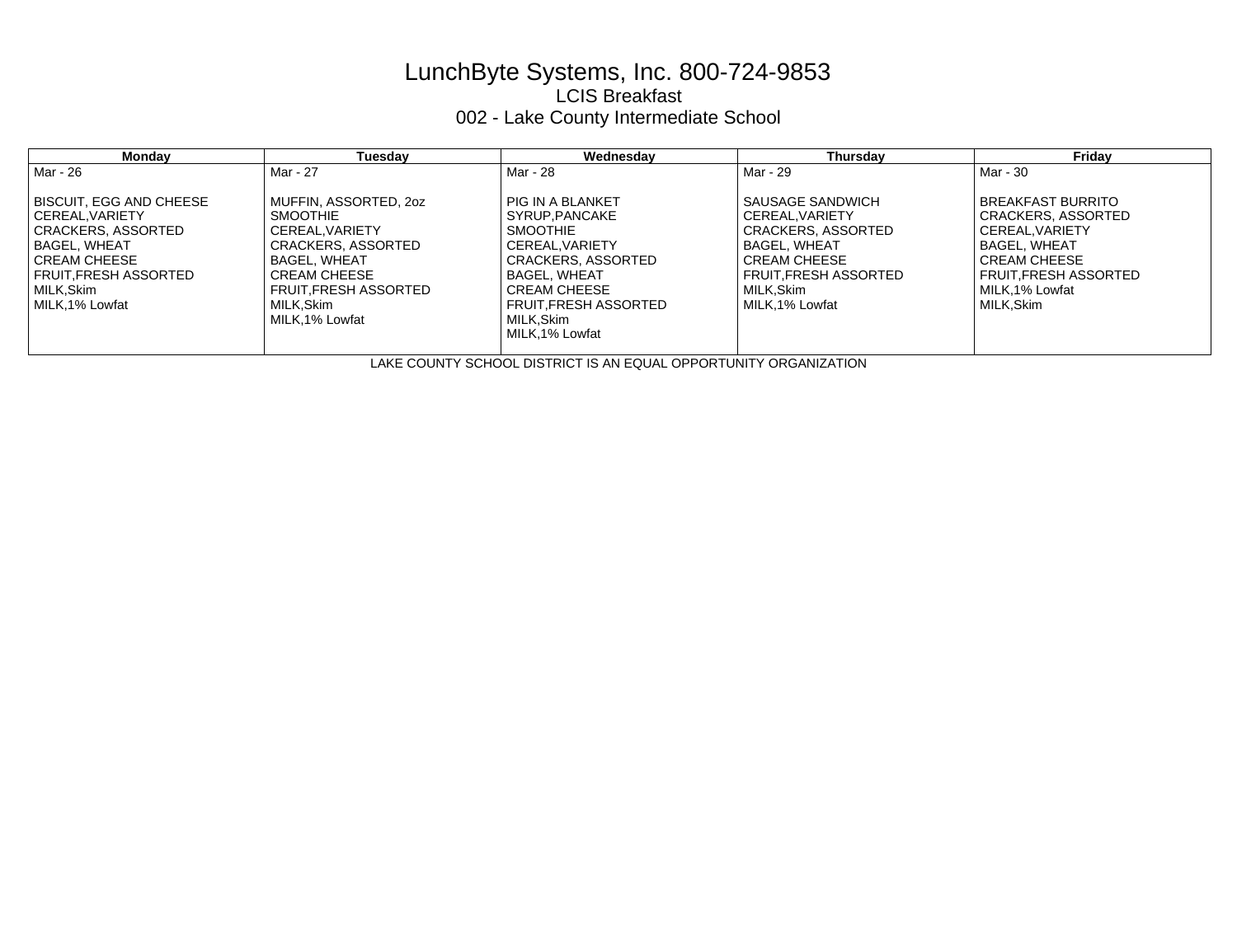# LunchByte Systems, Inc. 800-724-9853

## LCIS Breakfast

### 002 - Lake County Intermediate School

| Monday | Tuesday | Wednesday | Thursday | Friday |
| --- | --- | --- | --- | --- |
| Mar - 26<br><br>BISCUIT, EGG AND CHEESE<br>CEREAL,VARIETY<br>CRACKERS, ASSORTED<br>BAGEL, WHEAT<br>CREAM CHEESE<br>FRUIT,FRESH ASSORTED<br>MILK,Skim<br>MILK,1% Lowfat | Mar - 27<br><br>MUFFIN, ASSORTED, 2oz<br>SMOOTHIE<br>CEREAL,VARIETY<br>CRACKERS, ASSORTED<br>BAGEL, WHEAT<br>CREAM CHEESE<br>FRUIT,FRESH ASSORTED<br>MILK,Skim<br>MILK,1% Lowfat | Mar - 28<br><br>PIG IN A BLANKET<br>SYRUP,PANCAKE<br>SMOOTHIE<br>CEREAL,VARIETY<br>CRACKERS, ASSORTED<br>BAGEL, WHEAT<br>CREAM CHEESE<br>FRUIT,FRESH ASSORTED<br>MILK,Skim<br>MILK,1% Lowfat | Mar - 29<br><br>SAUSAGE SANDWICH<br>CEREAL,VARIETY<br>CRACKERS, ASSORTED<br>BAGEL, WHEAT<br>CREAM CHEESE<br>FRUIT,FRESH ASSORTED<br>MILK,Skim<br>MILK,1% Lowfat | Mar - 30<br><br>BREAKFAST BURRITO<br>CRACKERS, ASSORTED<br>CEREAL,VARIETY<br>BAGEL, WHEAT<br>CREAM CHEESE<br>FRUIT,FRESH ASSORTED<br>MILK,1% Lowfat<br>MILK,Skim |

LAKE COUNTY SCHOOL DISTRICT IS AN EQUAL OPPORTUNITY ORGANIZATION